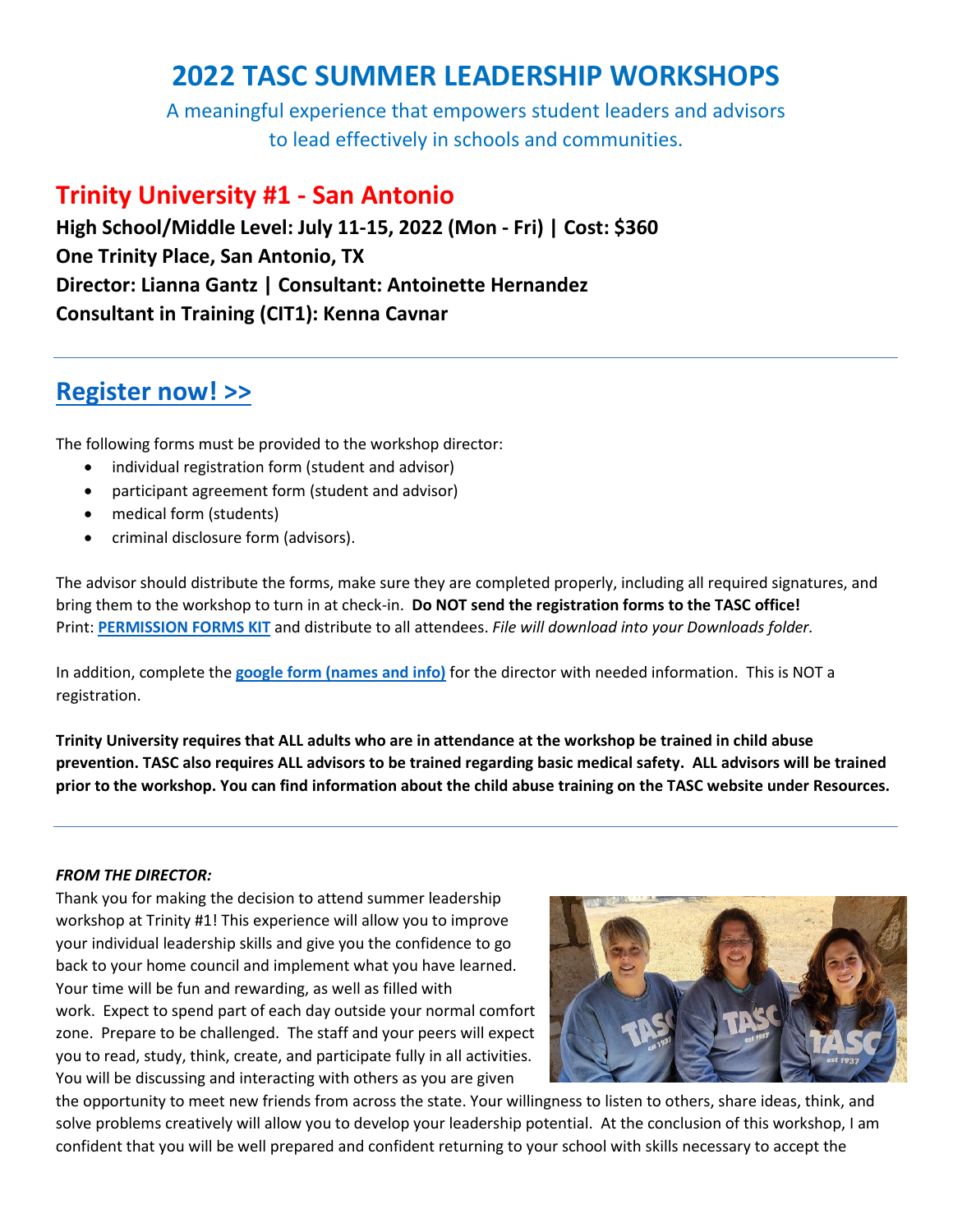# 2022 TASC SUMMER LEADERSHIP WORKSHOPS

A meaningful experience that empowers student leaders and advisors to lead effectively in schools and communities.

## Trinity University #1 - San Antonio

**High School/Middle Level: July 11-15, 2022 (Mon - Fri) | Cost: $360**
**One Trinity Place, San Antonio, TX**
**Director: Lianna Gantz | Consultant: Antoinette Hernandez**
**Consultant in Training (CIT1): Kenna Cavnar**

---

## Register now! >>

The following forms must be provided to the workshop director:

- individual registration form (student and advisor)
- participant agreement form (student and advisor)
- medical form (students)
- criminal disclosure form (advisors).

The advisor should distribute the forms, make sure they are completed properly, including all required signatures, and bring them to the workshop to turn in at check-in. **Do NOT send the registration forms to the TASC office!** Print: **PERMISSION FORMS KIT** and distribute to all attendees. *File will download into your Downloads folder.*

In addition, complete the **google form (names and info)** for the director with needed information. This is NOT a registration.

**Trinity University requires that ALL adults who are in attendance at the workshop be trained in child abuse prevention. TASC also requires ALL advisors to be trained regarding basic medical safety. ALL advisors will be trained prior to the workshop. You can find information about the child abuse training on the TASC website under Resources.**

---

***FROM THE DIRECTOR:***

Thank you for making the decision to attend summer leadership workshop at Trinity #1! This experience will allow you to improve your individual leadership skills and give you the confidence to go back to your home council and implement what you have learned. Your time will be fun and rewarding, as well as filled with work. Expect to spend part of each day outside your normal comfort zone. Prepare to be challenged. The staff and your peers will expect you to read, study, think, create, and participate fully in all activities. You will be discussing and interacting with others as you are given the opportunity to meet new friends from across the state. Your willingness to listen to others, share ideas, think, and solve problems creatively will allow you to develop your leadership potential. At the conclusion of this workshop, I am confident that you will be well prepared and confident returning to your school with skills necessary to accept the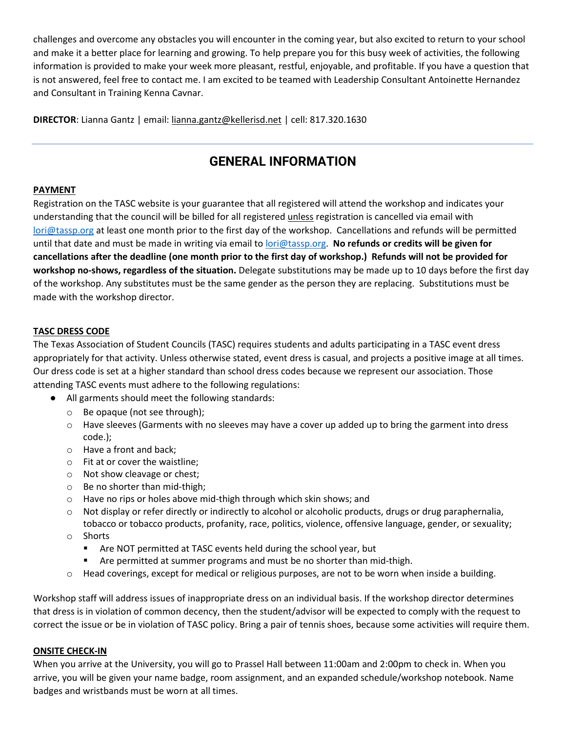challenges and overcome any obstacles you will encounter in the coming year, but also excited to return to your school and make it a better place for learning and growing. To help prepare you for this busy week of activities, the following information is provided to make your week more pleasant, restful, enjoyable, and profitable. If you have a question that is not answered, feel free to contact me. I am excited to be teamed with Leadership Consultant Antoinette Hernandez and Consultant in Training Kenna Cavnar.

**DIRECTOR**: Lianna Gantz | email: lianna.gantz@kellerisd.net | cell: 817.320.1630

---

## GENERAL INFORMATION

**PAYMENT**

Registration on the TASC website is your guarantee that all registered will attend the workshop and indicates your understanding that the council will be billed for all registered unless registration is cancelled via email with lori@tassp.org at least one month prior to the first day of the workshop. Cancellations and refunds will be permitted until that date and must be made in writing via email to lori@tassp.org. **No refunds or credits will be given for cancellations after the deadline (one month prior to the first day of workshop.) Refunds will not be provided for workshop no-shows, regardless of the situation.** Delegate substitutions may be made up to 10 days before the first day of the workshop. Any substitutes must be the same gender as the person they are replacing. Substitutions must be made with the workshop director.

**TASC DRESS CODE**

The Texas Association of Student Councils (TASC) requires students and adults participating in a TASC event dress appropriately for that activity. Unless otherwise stated, event dress is casual, and projects a positive image at all times. Our dress code is set at a higher standard than school dress codes because we represent our association. Those attending TASC events must adhere to the following regulations:

- All garments should meet the following standards:
  - Be opaque (not see through);
  - Have sleeves (Garments with no sleeves may have a cover up added up to bring the garment into dress code.);
  - Have a front and back;
  - Fit at or cover the waistline;
  - Not show cleavage or chest;
  - Be no shorter than mid-thigh;
  - Have no rips or holes above mid-thigh through which skin shows; and
  - Not display or refer directly or indirectly to alcohol or alcoholic products, drugs or drug paraphernalia, tobacco or tobacco products, profanity, race, politics, violence, offensive language, gender, or sexuality;
  - Shorts
    - Are NOT permitted at TASC events held during the school year, but
    - Are permitted at summer programs and must be no shorter than mid-thigh.
  - Head coverings, except for medical or religious purposes, are not to be worn when inside a building.

Workshop staff will address issues of inappropriate dress on an individual basis. If the workshop director determines that dress is in violation of common decency, then the student/advisor will be expected to comply with the request to correct the issue or be in violation of TASC policy. Bring a pair of tennis shoes, because some activities will require them.

**ONSITE CHECK-IN**

When you arrive at the University, you will go to Prassel Hall between 11:00am and 2:00pm to check in. When you arrive, you will be given your name badge, room assignment, and an expanded schedule/workshop notebook. Name badges and wristbands must be worn at all times.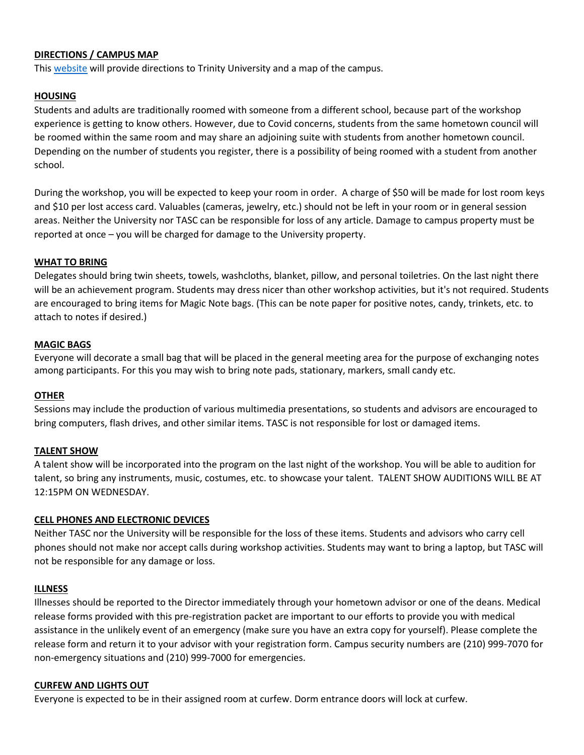## DIRECTIONS / CAMPUS MAP

This website will provide directions to Trinity University and a map of the campus.

## HOUSING

Students and adults are traditionally roomed with someone from a different school, because part of the workshop experience is getting to know others. However, due to Covid concerns, students from the same hometown council will be roomed within the same room and may share an adjoining suite with students from another hometown council. Depending on the number of students you register, there is a possibility of being roomed with a student from another school.

During the workshop, you will be expected to keep your room in order. A charge of $50 will be made for lost room keys and $10 per lost access card. Valuables (cameras, jewelry, etc.) should not be left in your room or in general session areas. Neither the University nor TASC can be responsible for loss of any article. Damage to campus property must be reported at once – you will be charged for damage to the University property.

## WHAT TO BRING

Delegates should bring twin sheets, towels, washcloths, blanket, pillow, and personal toiletries. On the last night there will be an achievement program. Students may dress nicer than other workshop activities, but it's not required. Students are encouraged to bring items for Magic Note bags. (This can be note paper for positive notes, candy, trinkets, etc. to attach to notes if desired.)

## MAGIC BAGS

Everyone will decorate a small bag that will be placed in the general meeting area for the purpose of exchanging notes among participants. For this you may wish to bring note pads, stationary, markers, small candy etc.

## OTHER

Sessions may include the production of various multimedia presentations, so students and advisors are encouraged to bring computers, flash drives, and other similar items. TASC is not responsible for lost or damaged items.

## TALENT SHOW

A talent show will be incorporated into the program on the last night of the workshop. You will be able to audition for talent, so bring any instruments, music, costumes, etc. to showcase your talent. TALENT SHOW AUDITIONS WILL BE AT 12:15PM ON WEDNESDAY.

## CELL PHONES AND ELECTRONIC DEVICES

Neither TASC nor the University will be responsible for the loss of these items. Students and advisors who carry cell phones should not make nor accept calls during workshop activities. Students may want to bring a laptop, but TASC will not be responsible for any damage or loss.

## ILLNESS

Illnesses should be reported to the Director immediately through your hometown advisor or one of the deans. Medical release forms provided with this pre-registration packet are important to our efforts to provide you with medical assistance in the unlikely event of an emergency (make sure you have an extra copy for yourself). Please complete the release form and return it to your advisor with your registration form. Campus security numbers are (210) 999-7070 for non-emergency situations and (210) 999-7000 for emergencies.

## CURFEW AND LIGHTS OUT

Everyone is expected to be in their assigned room at curfew. Dorm entrance doors will lock at curfew.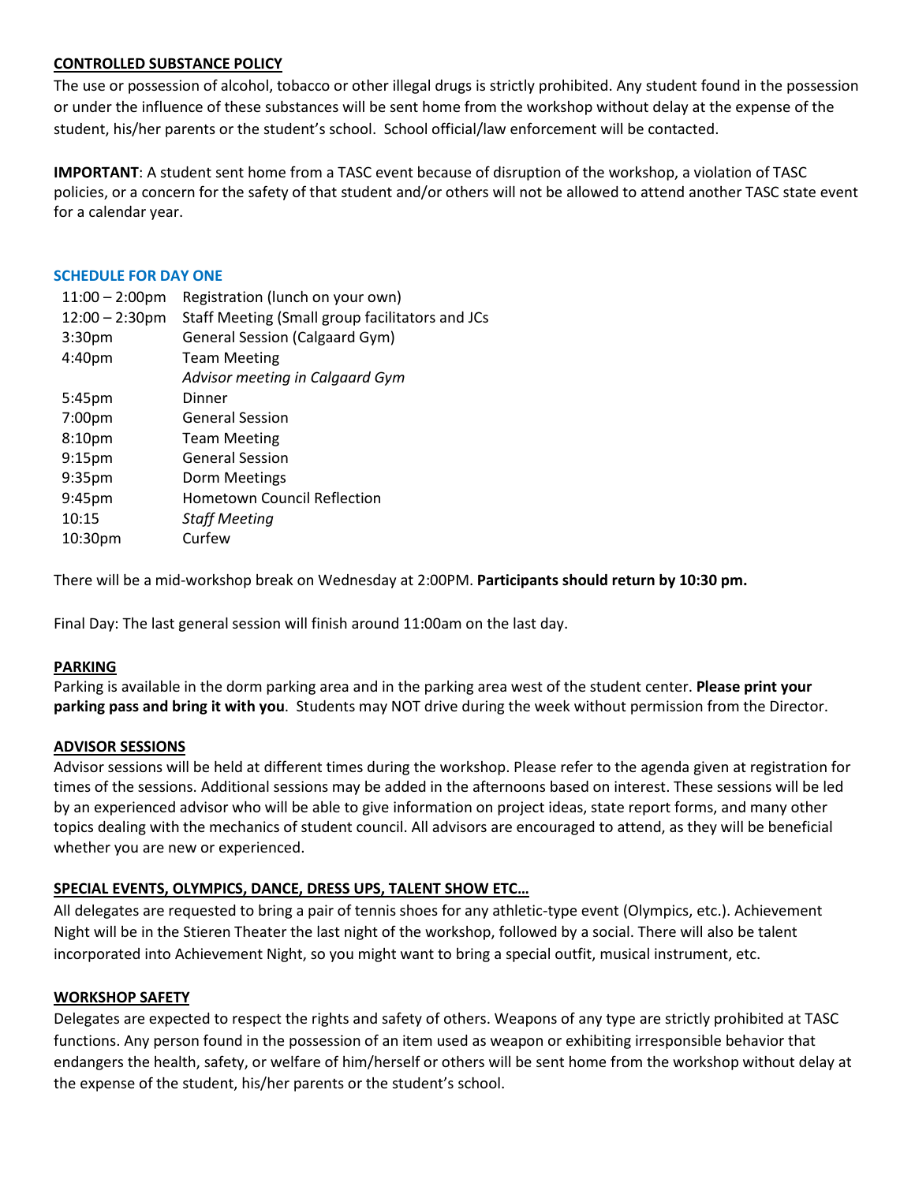**CONTROLLED SUBSTANCE POLICY**

The use or possession of alcohol, tobacco or other illegal drugs is strictly prohibited. Any student found in the possession or under the influence of these substances will be sent home from the workshop without delay at the expense of the student, his/her parents or the student's school. School official/law enforcement will be contacted.

**IMPORTANT**: A student sent home from a TASC event because of disruption of the workshop, a violation of TASC policies, or a concern for the safety of that student and/or others will not be allowed to attend another TASC state event for a calendar year.

### SCHEDULE FOR DAY ONE

| | |
|---|---|
| 11:00 – 2:00pm | Registration (lunch on your own) |
| 12:00 – 2:30pm | Staff Meeting (Small group facilitators and JCs |
| 3:30pm | General Session (Calgaard Gym) |
| 4:40pm | Team Meeting<br>*Advisor meeting in Calgaard Gym* |
| 5:45pm | Dinner |
| 7:00pm | General Session |
| 8:10pm | Team Meeting |
| 9:15pm | General Session |
| 9:35pm | Dorm Meetings |
| 9:45pm | Hometown Council Reflection |
| 10:15 | *Staff Meeting* |
| 10:30pm | Curfew |

There will be a mid-workshop break on Wednesday at 2:00PM. **Participants should return by 10:30 pm.**

Final Day: The last general session will finish around 11:00am on the last day.

**PARKING**

Parking is available in the dorm parking area and in the parking area west of the student center. **Please print your parking pass and bring it with you**. Students may NOT drive during the week without permission from the Director.

**ADVISOR SESSIONS**

Advisor sessions will be held at different times during the workshop. Please refer to the agenda given at registration for times of the sessions. Additional sessions may be added in the afternoons based on interest. These sessions will be led by an experienced advisor who will be able to give information on project ideas, state report forms, and many other topics dealing with the mechanics of student council. All advisors are encouraged to attend, as they will be beneficial whether you are new or experienced.

**SPECIAL EVENTS, OLYMPICS, DANCE, DRESS UPS, TALENT SHOW ETC…**

All delegates are requested to bring a pair of tennis shoes for any athletic-type event (Olympics, etc.). Achievement Night will be in the Stieren Theater the last night of the workshop, followed by a social. There will also be talent incorporated into Achievement Night, so you might want to bring a special outfit, musical instrument, etc.

**WORKSHOP SAFETY**

Delegates are expected to respect the rights and safety of others. Weapons of any type are strictly prohibited at TASC functions. Any person found in the possession of an item used as weapon or exhibiting irresponsible behavior that endangers the health, safety, or welfare of him/herself or others will be sent home from the workshop without delay at the expense of the student, his/her parents or the student's school.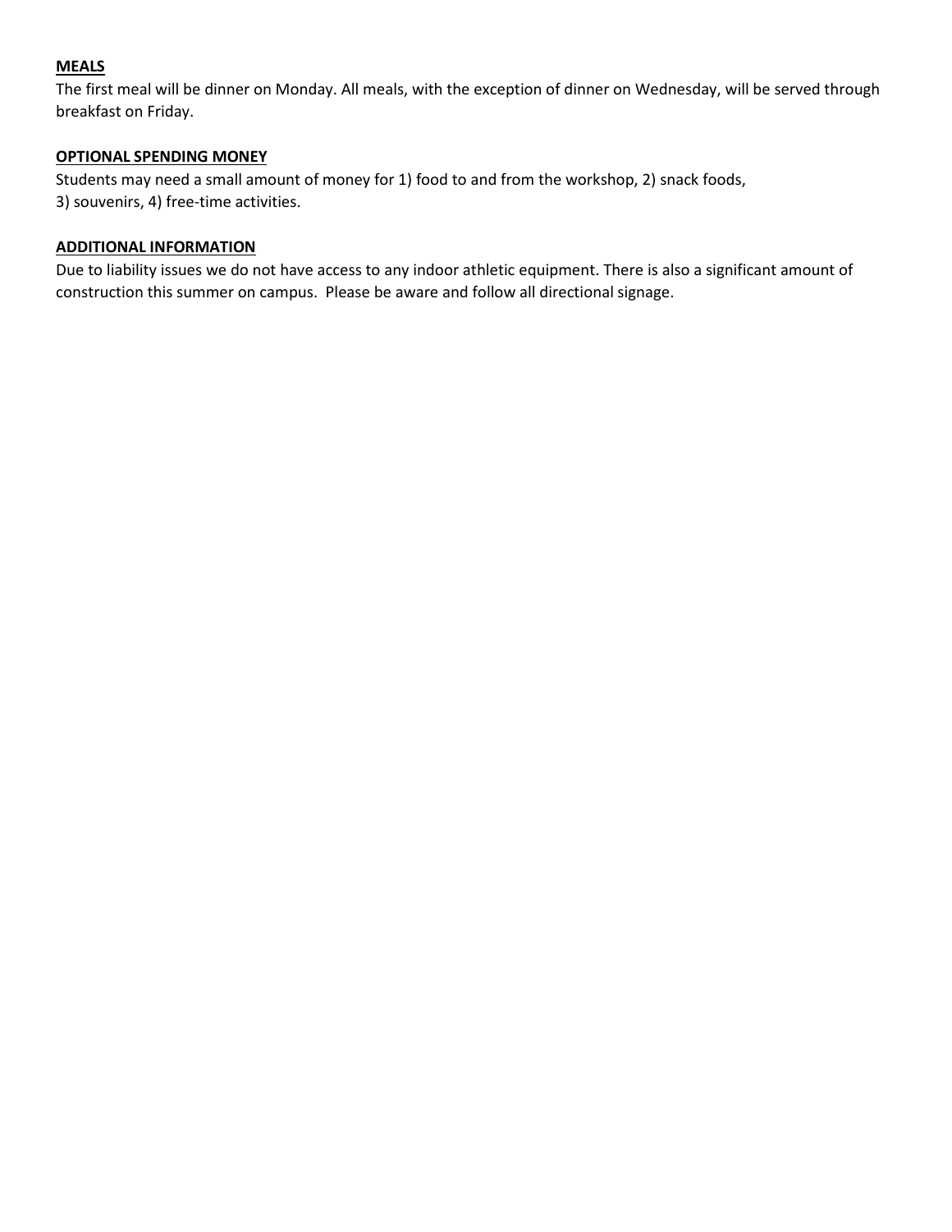**MEALS**

The first meal will be dinner on Monday. All meals, with the exception of dinner on Wednesday, will be served through breakfast on Friday.

**OPTIONAL SPENDING MONEY**

Students may need a small amount of money for 1) food to and from the workshop, 2) snack foods, 3) souvenirs, 4) free-time activities.

**ADDITIONAL INFORMATION**

Due to liability issues we do not have access to any indoor athletic equipment. There is also a significant amount of construction this summer on campus. Please be aware and follow all directional signage.